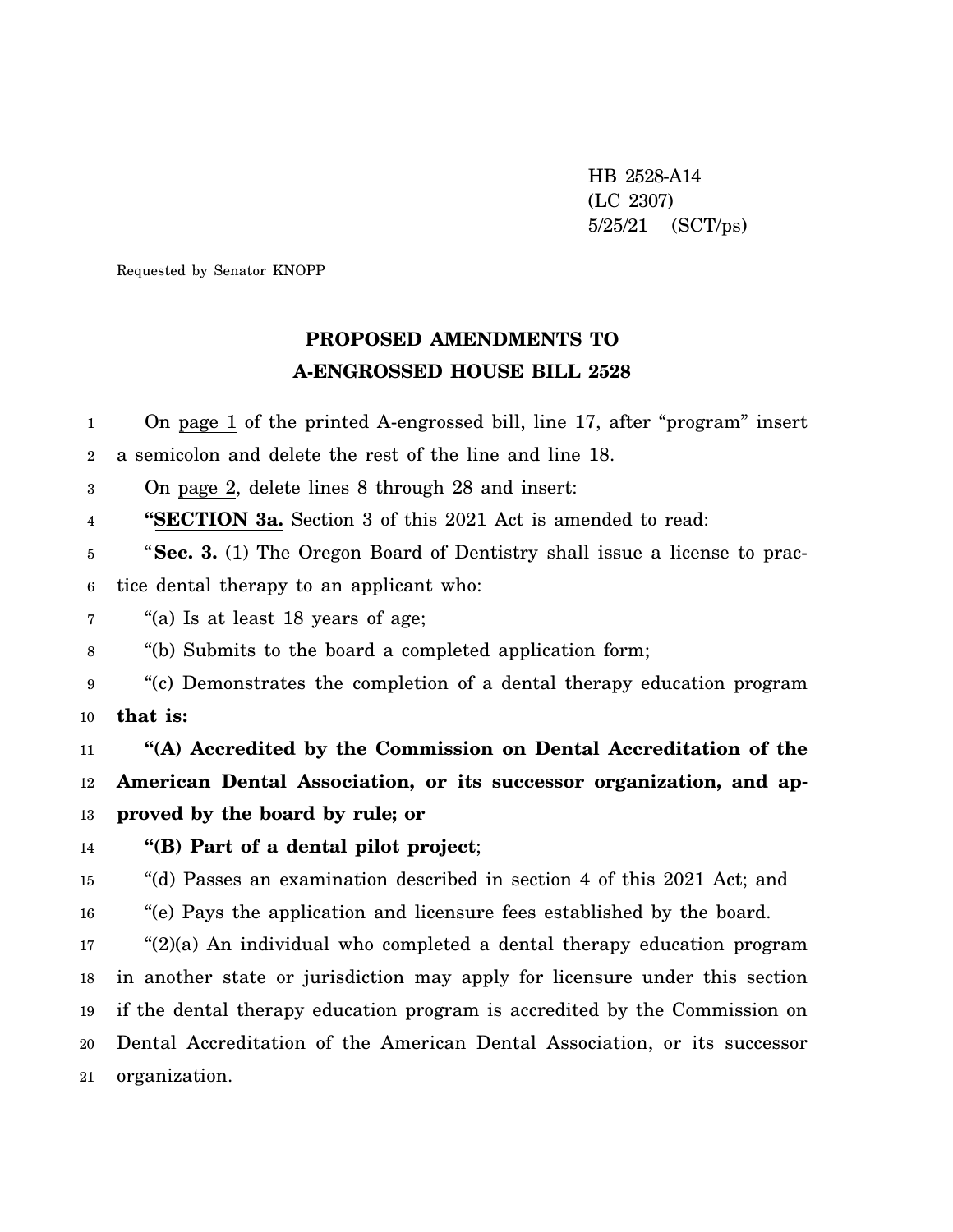HB 2528-A14
(LC 2307)
5/25/21 (SCT/ps)

Requested by Senator KNOPP

# PROPOSED AMENDMENTS TO A-ENGROSSED HOUSE BILL 2528

On page 1 of the printed A-engrossed bill, line 17, after "program" insert a semicolon and delete the rest of the line and line 18.

On page 2, delete lines 8 through 28 and insert:

"**SECTION 3a.** Section 3 of this 2021 Act is amended to read:

"**Sec. 3.** (1) The Oregon Board of Dentistry shall issue a license to practice dental therapy to an applicant who:

"(a) Is at least 18 years of age;

"(b) Submits to the board a completed application form;

"(c) Demonstrates the completion of a dental therapy education program **that is:**

**"(A) Accredited by the Commission on Dental Accreditation of the American Dental Association, or its successor organization, and approved by the board by rule; or**

**"(B) Part of a dental pilot project**;

"(d) Passes an examination described in section 4 of this 2021 Act; and

"(e) Pays the application and licensure fees established by the board.

"(2)(a) An individual who completed a dental therapy education program in another state or jurisdiction may apply for licensure under this section if the dental therapy education program is accredited by the Commission on Dental Accreditation of the American Dental Association, or its successor organization.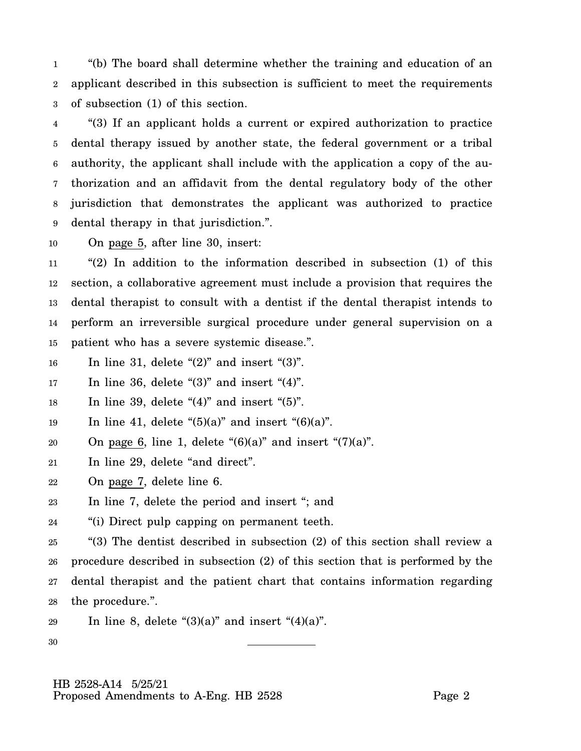"(b) The board shall determine whether the training and education of an applicant described in this subsection is sufficient to meet the requirements of subsection (1) of this section.

"(3) If an applicant holds a current or expired authorization to practice dental therapy issued by another state, the federal government or a tribal authority, the applicant shall include with the application a copy of the authorization and an affidavit from the dental regulatory body of the other jurisdiction that demonstrates the applicant was authorized to practice dental therapy in that jurisdiction.".

On page 5, after line 30, insert:

"(2) In addition to the information described in subsection (1) of this section, a collaborative agreement must include a provision that requires the dental therapist to consult with a dentist if the dental therapist intends to perform an irreversible surgical procedure under general supervision on a patient who has a severe systemic disease.".

In line 31, delete "(2)" and insert "(3)".

In line 36, delete "(3)" and insert "(4)".

In line 39, delete "(4)" and insert "(5)".

In line 41, delete "(5)(a)" and insert "(6)(a)".

On page 6, line 1, delete "(6)(a)" and insert "(7)(a)".

In line 29, delete "and direct".

On page 7, delete line 6.

In line 7, delete the period and insert "; and

"(i) Direct pulp capping on permanent teeth.

"(3) The dentist described in subsection (2) of this section shall review a procedure described in subsection (2) of this section that is performed by the dental therapist and the patient chart that contains information regarding the procedure.".

In line 8, delete "(3)(a)" and insert "(4)(a)".

---

HB 2528-A14 5/25/21
Proposed Amendments to A-Eng. HB 2528